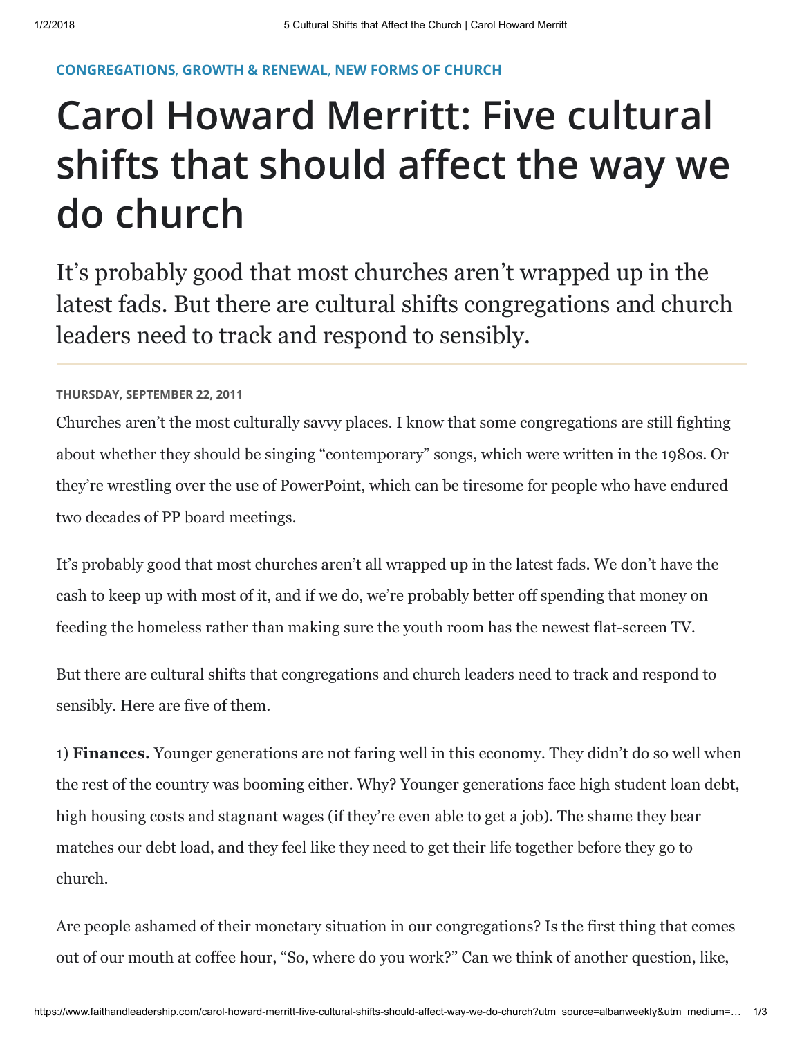CONGREGATIONS, GROWTH & RENEWAL, NEW FORMS OF CHURCH

# Carol Howard Merritt: Five cultural shifts that should affect the way we do church

It's probably good that most churches aren't wrapped up in the latest fads. But there are cultural shifts congregations and church leaders need to track and respond to sensibly.

**THURSDAY, SEPTEMBER 22, 2011**

Churches aren't the most culturally savvy places. I know that some congregations are still fighting about whether they should be singing "contemporary" songs, which were written in the 1980s. Or they're wrestling over the use of PowerPoint, which can be tiresome for people who have endured two decades of PP board meetings.

It's probably good that most churches aren't all wrapped up in the latest fads. We don't have the cash to keep up with most of it, and if we do, we're probably better off spending that money on feeding the homeless rather than making sure the youth room has the newest flat-screen TV.

But there are cultural shifts that congregations and church leaders need to track and respond to sensibly. Here are five of them.

1) **Finances.** Younger generations are not faring well in this economy. They didn't do so well when the rest of the country was booming either. Why? Younger generations face high student loan debt, high housing costs and stagnant wages (if they're even able to get a job). The shame they bear matches our debt load, and they feel like they need to get their life together before they go to church.

Are people ashamed of their monetary situation in our congregations? Is the first thing that comes out of our mouth at coffee hour, "So, where do you work?" Can we think of another question, like,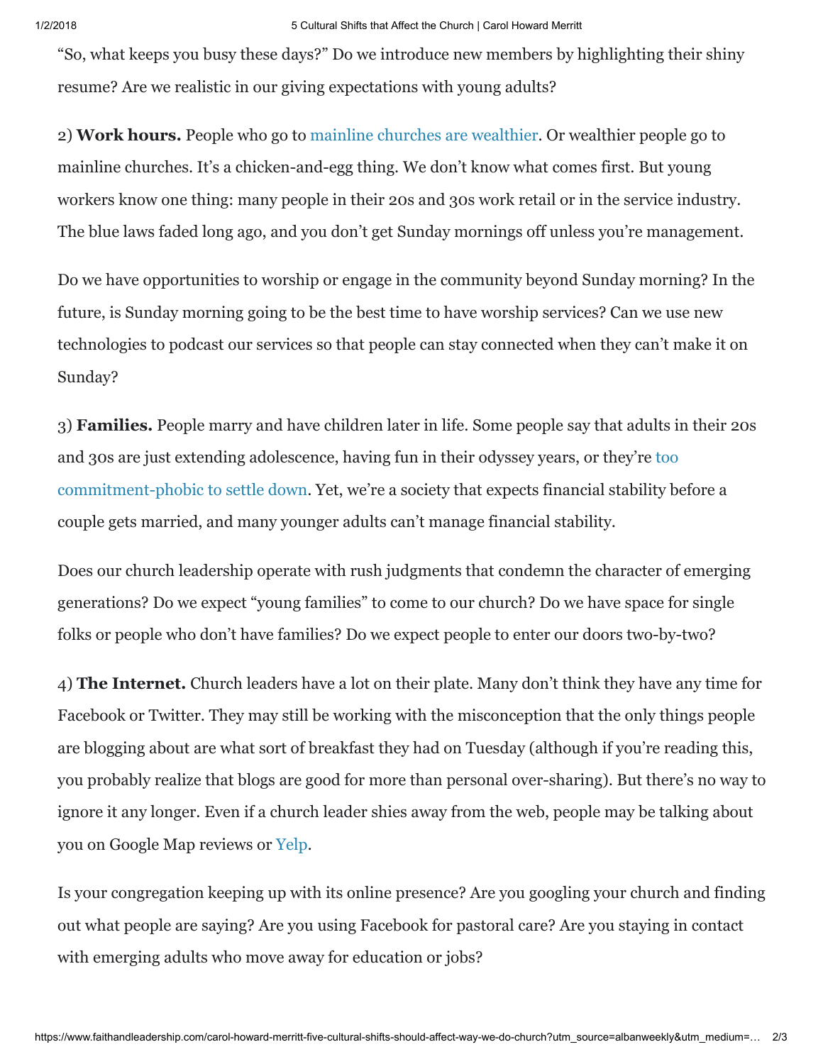"So, what keeps you busy these days?" Do we introduce new members by highlighting their shiny resume? Are we realistic in our giving expectations with young adults?

2) **Work hours.** People who go to mainline churches are wealthier. Or wealthier people go to mainline churches. It's a chicken-and-egg thing. We don't know what comes first. But young workers know one thing: many people in their 20s and 30s work retail or in the service industry. The blue laws faded long ago, and you don't get Sunday mornings off unless you're management.

Do we have opportunities to worship or engage in the community beyond Sunday morning? In the future, is Sunday morning going to be the best time to have worship services? Can we use new technologies to podcast our services so that people can stay connected when they can't make it on Sunday?

3) **Families.** People marry and have children later in life. Some people say that adults in their 20s and 30s are just extending adolescence, having fun in their odyssey years, or they're too commitment-phobic to settle down. Yet, we're a society that expects financial stability before a couple gets married, and many younger adults can't manage financial stability.

Does our church leadership operate with rush judgments that condemn the character of emerging generations? Do we expect "young families" to come to our church? Do we have space for single folks or people who don't have families? Do we expect people to enter our doors two-by-two?

4) **The Internet.** Church leaders have a lot on their plate. Many don't think they have any time for Facebook or Twitter. They may still be working with the misconception that the only things people are blogging about are what sort of breakfast they had on Tuesday (although if you're reading this, you probably realize that blogs are good for more than personal over-sharing). But there's no way to ignore it any longer. Even if a church leader shies away from the web, people may be talking about you on Google Map reviews or Yelp.

Is your congregation keeping up with its online presence? Are you googling your church and finding out what people are saying? Are you using Facebook for pastoral care? Are you staying in contact with emerging adults who move away for education or jobs?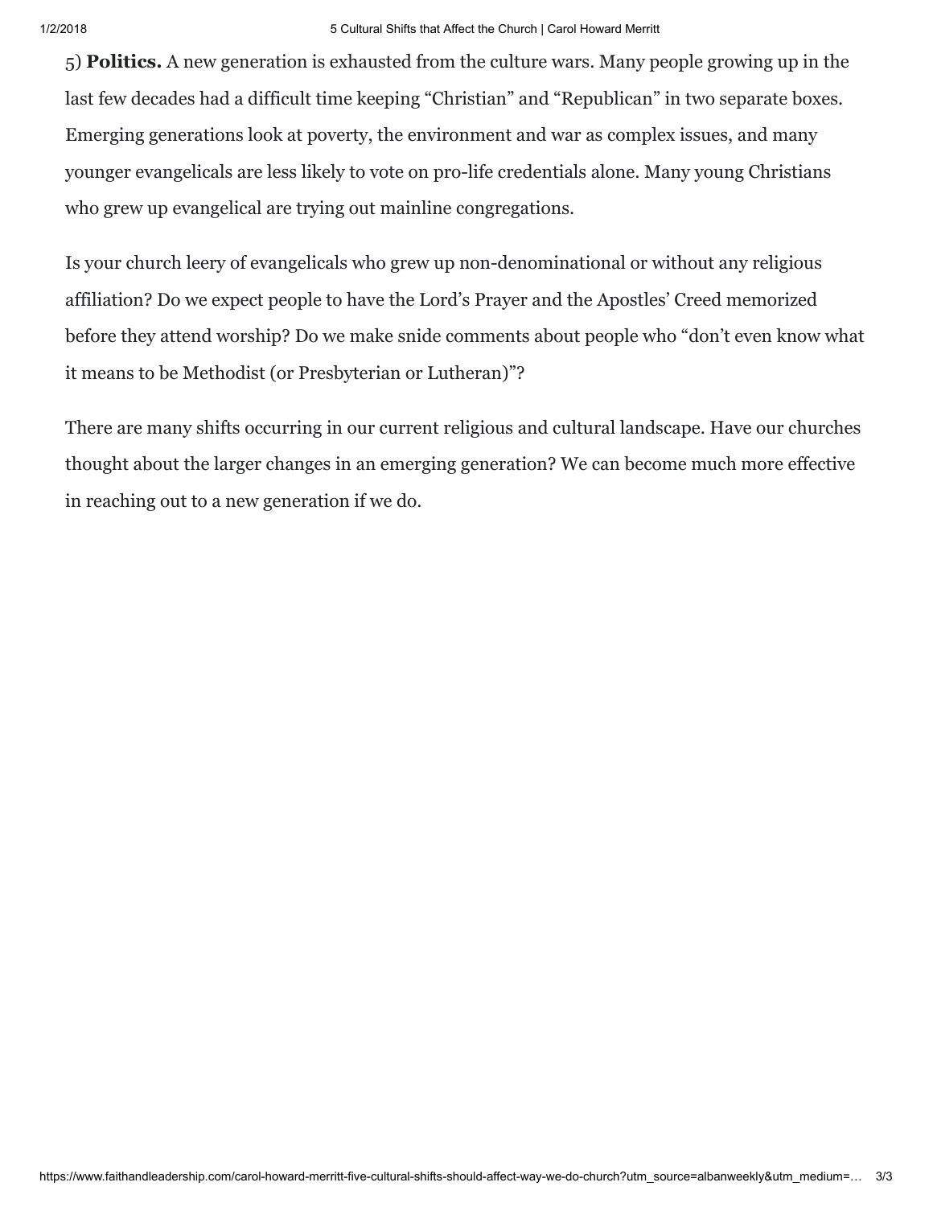5) **Politics.** A new generation is exhausted from the culture wars. Many people growing up in the last few decades had a difficult time keeping "Christian" and "Republican" in two separate boxes. Emerging generations look at poverty, the environment and war as complex issues, and many younger evangelicals are less likely to vote on pro-life credentials alone. Many young Christians who grew up evangelical are trying out mainline congregations.

Is your church leery of evangelicals who grew up non-denominational or without any religious affiliation? Do we expect people to have the Lord's Prayer and the Apostles' Creed memorized before they attend worship? Do we make snide comments about people who "don't even know what it means to be Methodist (or Presbyterian or Lutheran)"?

There are many shifts occurring in our current religious and cultural landscape. Have our churches thought about the larger changes in an emerging generation? We can become much more effective in reaching out to a new generation if we do.